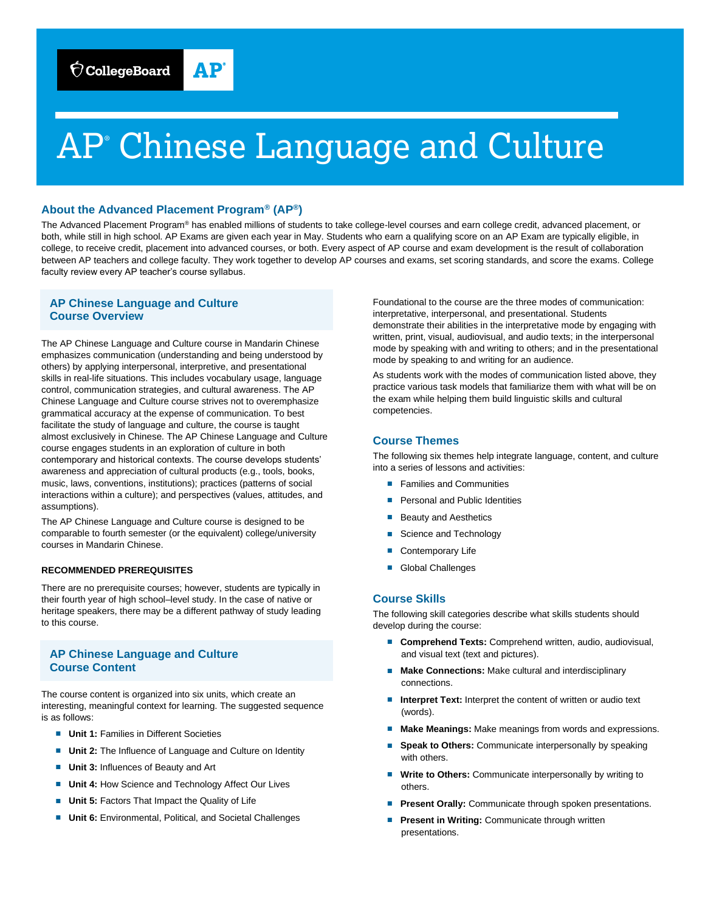# AP® Chinese Language and Culture

## About the Advanced Placement Program® (AP®)

The Advanced Placement Program® has enabled millions of students to take college-level courses and earn college credit, advanced placement, or both, while still in high school. AP Exams are given each year in May. Students who earn a qualifying score on an AP Exam are typically eligible, in college, to receive credit, placement into advanced courses, or both. Every aspect of AP course and exam development is the result of collaboration between AP teachers and college faculty. They work together to develop AP courses and exams, set scoring standards, and score the exams. College faculty review every AP teacher's course syllabus.

## AP Chinese Language and Culture Course Overview

The AP Chinese Language and Culture course in Mandarin Chinese emphasizes communication (understanding and being understood by others) by applying interpersonal, interpretive, and presentational skills in real-life situations. This includes vocabulary usage, language control, communication strategies, and cultural awareness. The AP Chinese Language and Culture course strives not to overemphasize grammatical accuracy at the expense of communication. To best facilitate the study of language and culture, the course is taught almost exclusively in Chinese. The AP Chinese Language and Culture course engages students in an exploration of culture in both contemporary and historical contexts. The course develops students' awareness and appreciation of cultural products (e.g., tools, books, music, laws, conventions, institutions); practices (patterns of social interactions within a culture); and perspectives (values, attitudes, and assumptions).

The AP Chinese Language and Culture course is designed to be comparable to fourth semester (or the equivalent) college/university courses in Mandarin Chinese.

#### RECOMMENDED PREREQUISITES

There are no prerequisite courses; however, students are typically in their fourth year of high school–level study. In the case of native or heritage speakers, there may be a different pathway of study leading to this course.

## AP Chinese Language and Culture Course Content

The course content is organized into six units, which create an interesting, meaningful context for learning. The suggested sequence is as follows:

- **Unit 1:** Families in Different Societies
- **Unit 2:** The Influence of Language and Culture on Identity
- **Unit 3:** Influences of Beauty and Art
- **Unit 4:** How Science and Technology Affect Our Lives
- **Unit 5:** Factors That Impact the Quality of Life
- **Unit 6:** Environmental, Political, and Societal Challenges

Foundational to the course are the three modes of communication: interpretative, interpersonal, and presentational. Students demonstrate their abilities in the interpretative mode by engaging with written, print, visual, audiovisual, and audio texts; in the interpersonal mode by speaking with and writing to others; and in the presentational mode by speaking to and writing for an audience.

As students work with the modes of communication listed above, they practice various task models that familiarize them with what will be on the exam while helping them build linguistic skills and cultural competencies.

### Course Themes

The following six themes help integrate language, content, and culture into a series of lessons and activities:

- Families and Communities
- Personal and Public Identities
- Beauty and Aesthetics
- Science and Technology
- Contemporary Life
- Global Challenges

### Course Skills

The following skill categories describe what skills students should develop during the course:

- **Comprehend Texts:** Comprehend written, audio, audiovisual, and visual text (text and pictures).
- **Make Connections:** Make cultural and interdisciplinary connections.
- **Interpret Text:** Interpret the content of written or audio text (words).
- **Make Meanings:** Make meanings from words and expressions.
- **Speak to Others:** Communicate interpersonally by speaking with others.
- **Write to Others:** Communicate interpersonally by writing to others.
- **Present Orally:** Communicate through spoken presentations.
- **Present in Writing:** Communicate through written presentations.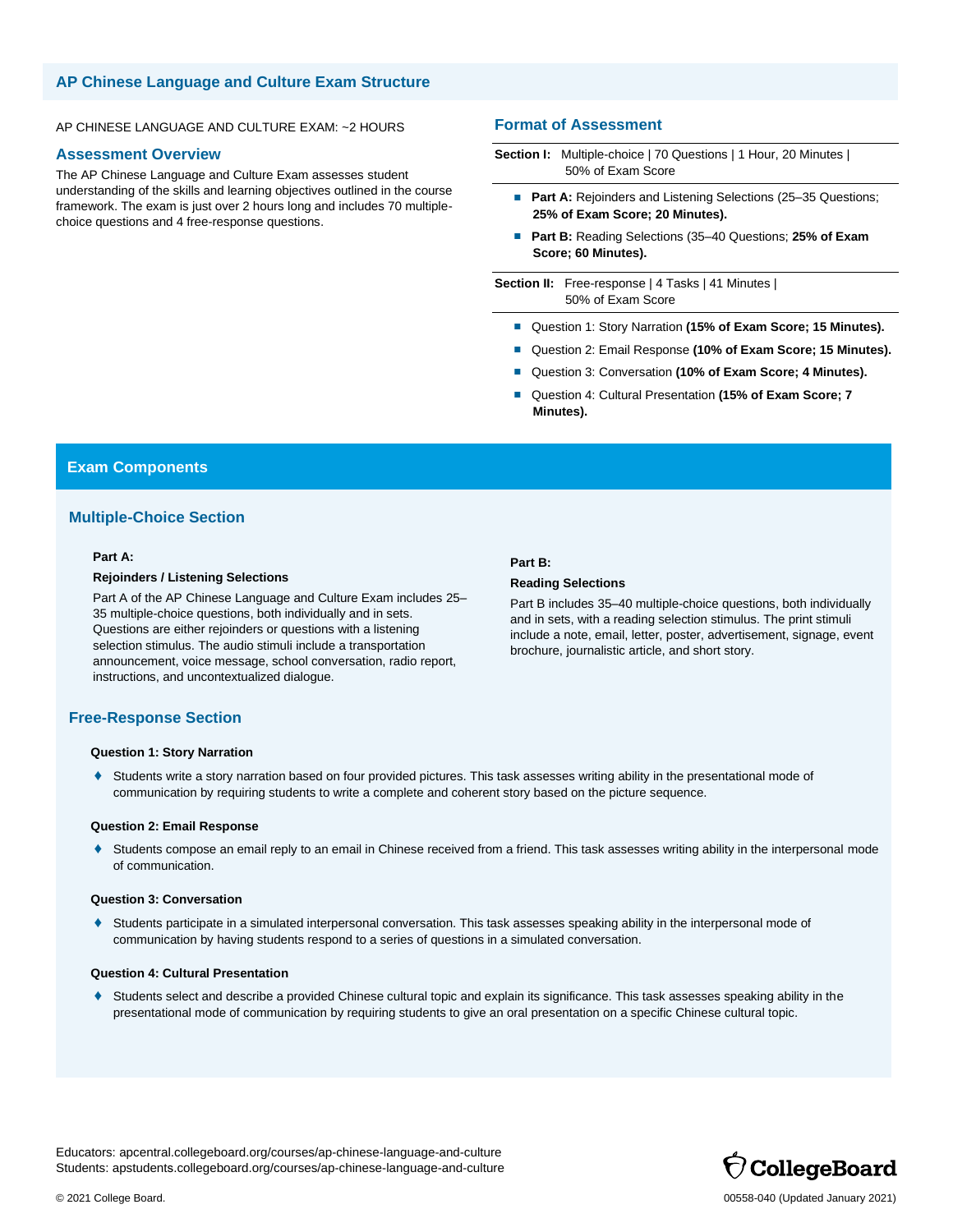## AP Chinese Language and Culture Exam Structure

AP CHINESE LANGUAGE AND CULTURE EXAM: ~2 HOURS

### Assessment Overview

The AP Chinese Language and Culture Exam assesses student understanding of the skills and learning objectives outlined in the course framework. The exam is just over 2 hours long and includes 70 multiple-choice questions and 4 free-response questions.

### Format of Assessment

**Section I:** Multiple-choice | 70 Questions | 1 Hour, 20 Minutes | 50% of Exam Score

- **Part A:** Rejoinders and Listening Selections (25–35 Questions; **25% of Exam Score; 20 Minutes).**
- **Part B:** Reading Selections (35–40 Questions; **25% of Exam Score; 60 Minutes).**

**Section II:** Free-response | 4 Tasks | 41 Minutes | 50% of Exam Score

- Question 1: Story Narration **(15% of Exam Score; 15 Minutes).**
- Question 2: Email Response **(10% of Exam Score; 15 Minutes).**
- Question 3: Conversation **(10% of Exam Score; 4 Minutes).**
- Question 4: Cultural Presentation **(15% of Exam Score; 7 Minutes).**

## Exam Components

### Multiple-Choice Section

**Part A:**

**Rejoinders / Listening Selections**

Part A of the AP Chinese Language and Culture Exam includes 25–35 multiple-choice questions, both individually and in sets. Questions are either rejoinders or questions with a listening selection stimulus. The audio stimuli include a transportation announcement, voice message, school conversation, radio report, instructions, and uncontextualized dialogue.

**Part B:**

**Reading Selections**

Part B includes 35–40 multiple-choice questions, both individually and in sets, with a reading selection stimulus. The print stimuli include a note, email, letter, poster, advertisement, signage, event brochure, journalistic article, and short story.

### Free-Response Section

**Question 1: Story Narration**

- Students write a story narration based on four provided pictures. This task assesses writing ability in the presentational mode of communication by requiring students to write a complete and coherent story based on the picture sequence.

**Question 2: Email Response**

- Students compose an email reply to an email in Chinese received from a friend. This task assesses writing ability in the interpersonal mode of communication.

**Question 3: Conversation**

- Students participate in a simulated interpersonal conversation. This task assesses speaking ability in the interpersonal mode of communication by having students respond to a series of questions in a simulated conversation.

**Question 4: Cultural Presentation**

- Students select and describe a provided Chinese cultural topic and explain its significance. This task assesses speaking ability in the presentational mode of communication by requiring students to give an oral presentation on a specific Chinese cultural topic.

Educators: apcentral.collegeboard.org/courses/ap-chinese-language-and-culture
Students: apstudents.collegeboard.org/courses/ap-chinese-language-and-culture

CollegeBoard

© 2021 College Board.

00558-040 (Updated January 2021)